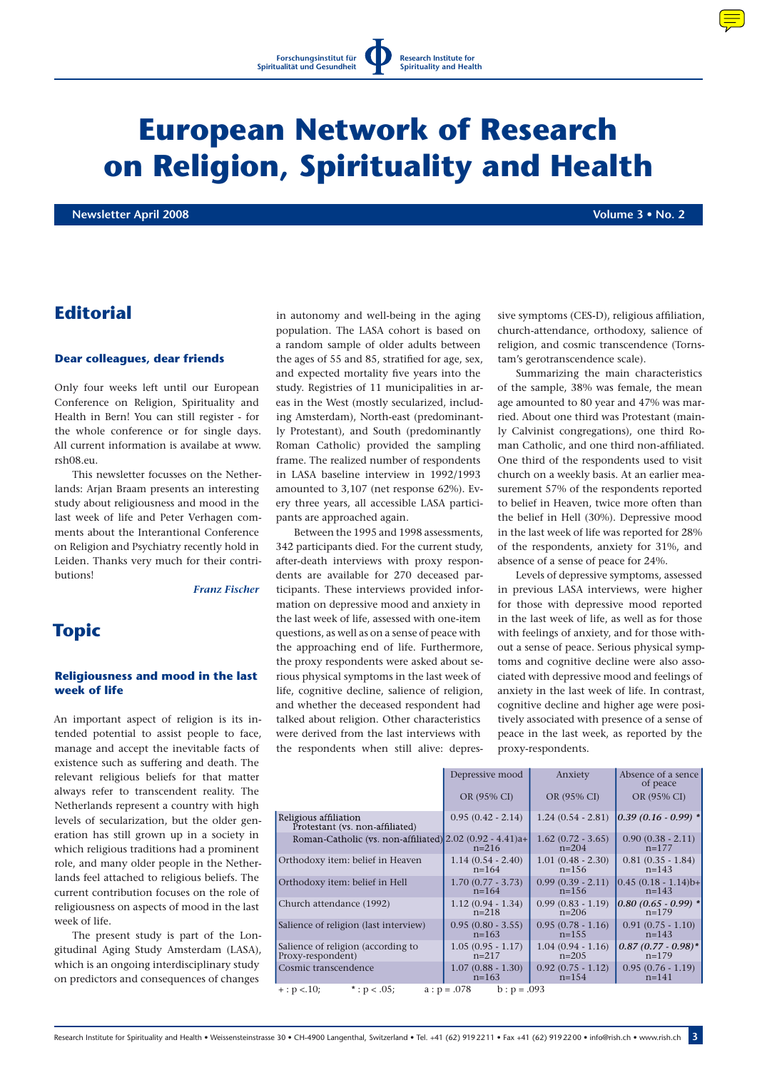# European Network of Research on Religion, Spirituality and Health

**Newsletter April 2008** **Volume 3 • No. 2**

## Editorial

### Dear colleagues, dear friends

Only four weeks left until our European Conference on Religion, Spirituality and Health in Bern! You can still register - for the whole conference or for single days. All current information is availabe at www.rsh08.eu.

This newsletter focusses on the Netherlands: Arjan Braam presents an interesting study about religiousness and mood in the last week of life and Peter Verhagen comments about the Interantional Conference on Religion and Psychiatry recently hold in Leiden. Thanks very much for their contributions!

*Franz Fischer*

## Topic

### Religiousness and mood in the last week of life

An important aspect of religion is its intended potential to assist people to face, manage and accept the inevitable facts of existence such as suffering and death. The relevant religious beliefs for that matter always refer to transcendent reality. The Netherlands represent a country with high levels of secularization, but the older generation has still grown up in a society in which religious traditions had a prominent role, and many older people in the Netherlands feel attached to religious beliefs. The current contribution focuses on the role of religiousness on aspects of mood in the last week of life.

The present study is part of the Longitudinal Aging Study Amsterdam (LASA), which is an ongoing interdisciplinary study on predictors and consequences of changes in autonomy and well-being in the aging population. The LASA cohort is based on a random sample of older adults between the ages of 55 and 85, stratified for age, sex, and expected mortality five years into the study. Registries of 11 municipalities in areas in the West (mostly secularized, including Amsterdam), North-east (predominantly Protestant), and South (predominantly Roman Catholic) provided the sampling frame. The realized number of respondents in LASA baseline interview in 1992/1993 amounted to 3,107 (net response 62%). Every three years, all accessible LASA participants are approached again.

Between the 1995 and 1998 assessments, 342 participants died. For the current study, after-death interviews with proxy respondents are available for 270 deceased participants. These interviews provided information on depressive mood and anxiety in the last week of life, assessed with one-item questions, as well as on a sense of peace with the approaching end of life. Furthermore, the proxy respondents were asked about serious physical symptoms in the last week of life, cognitive decline, salience of religion, and whether the deceased respondent had talked about religion. Other characteristics were derived from the last interviews with the respondents when still alive: depressive symptoms (CES-D), religious affiliation, church-attendance, orthodoxy, salience of religion, and cosmic transcendence (Tornstam's gerotranscendence scale).

Summarizing the main characteristics of the sample, 38% was female, the mean age amounted to 80 year and 47% was married. About one third was Protestant (mainly Calvinist congregations), one third Roman Catholic, and one third non-affiliated. One third of the respondents used to visit church on a weekly basis. At an earlier measurement 57% of the respondents reported to belief in Heaven, twice more often than the belief in Hell (30%). Depressive mood in the last week of life was reported for 28% of the respondents, anxiety for 31%, and absence of a sense of peace for 24%.

Levels of depressive symptoms, assessed in previous LASA interviews, were higher for those with depressive mood reported in the last week of life, as well as for those with feelings of anxiety, and for those without a sense of peace. Serious physical symptoms and cognitive decline were also associated with depressive mood and feelings of anxiety in the last week of life. In contrast, cognitive decline and higher age were positively associated with presence of a sense of peace in the last week, as reported by the proxy-respondents.

| | Depressive mood | Anxiety | Absence of a sence of peace |
|---|---|---|---|
| | OR (95% CI) | OR (95% CI) | OR (95% CI) |
| Religious affiliation Protestant (vs. non-affiliated) | 0.95 (0.42 - 2.14) | 1.24 (0.54 - 2.81) | ***0.39 (0.16 - 0.99) **** |
| Roman-Catholic (vs. non-affiliated) | 2.02 (0.92 - 4.41)a+ n=216 | 1.62 (0.72 - 3.65) n=204 | 0.90 (0.38 - 2.11) n=177 |
| Orthodoxy item: belief in Heaven | 1.14 (0.54 - 2.40) n=164 | 1.01 (0.48 - 2.30) n=156 | 0.81 (0.35 - 1.84) n=143 |
| Orthodoxy item: belief in Hell | 1.70 (0.77 - 3.73) n=164 | 0.99 (0.39 - 2.11) n=156 | 0.45 (0.18 - 1.14)b+ n=143 |
| Church attendance (1992) | 1.12 (0.94 - 1.34) n=218 | 0.99 (0.83 - 1.19) n=206 | ***0.80 (0.65 - 0.99) **** n=179 |
| Salience of religion (last interview) | 0.95 (0.80 - 3.55) n=163 | 0.95 (0.78 - 1.16) n=155 | 0.91 (0.75 - 1.10) n=143 |
| Salience of religion (according to Proxy-respondent) | 1.05 (0.95 - 1.17) n=217 | 1.04 (0.94 - 1.16) n=205 | ***0.87 (0.77 - 0.98)**** n=179 |
| Cosmic transcendence | 1.07 (0.88 - 1.30) n=163 | 0.92 (0.75 - 1.12) n=154 | 0.95 (0.76 - 1.19) n=141 |

+ : p <.10; * : p < .05; a : p = .078 b : p = .093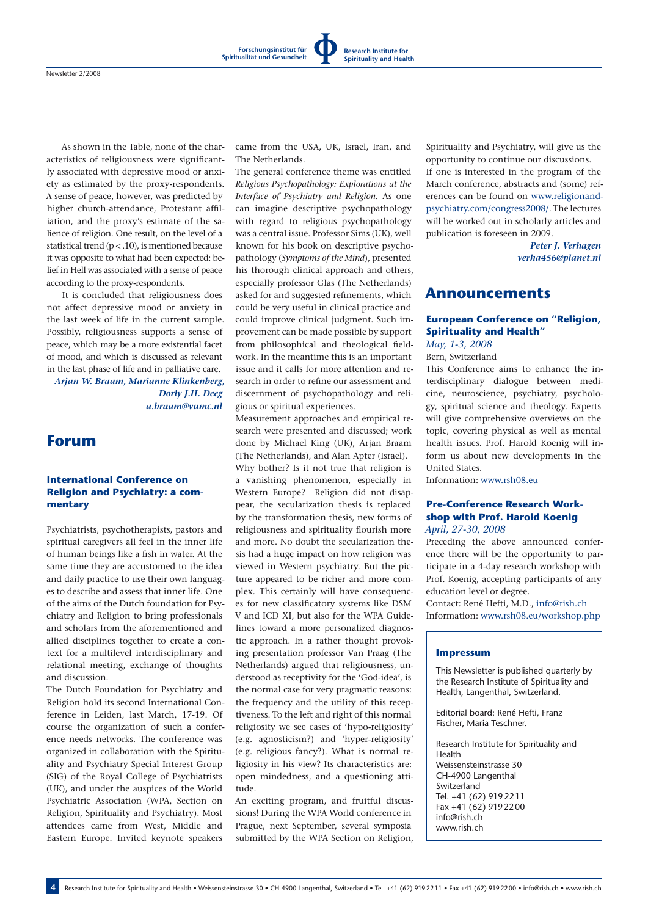As shown in the Table, none of the characteristics of religiousness were significantly associated with depressive mood or anxiety as estimated by the proxy-respondents. A sense of peace, however, was predicted by higher church-attendance, Protestant affiliation, and the proxy's estimate of the salience of religion. One result, on the level of a statistical trend ($p < .10$), is mentioned because it was opposite to what had been expected: belief in Hell was associated with a sense of peace according to the proxy-respondents.

It is concluded that religiousness does not affect depressive mood or anxiety in the last week of life in the current sample. Possibly, religiousness supports a sense of peace, which may be a more existential facet of mood, and which is discussed as relevant in the last phase of life and in palliative care.

***Arjan W. Braam, Marianne Klinkenberg, Dorly J.H. Deeg***
***a.braam@vumc.nl***

# Forum

### International Conference on Religion and Psychiatry: a commentary

Psychiatrists, psychotherapists, pastors and spiritual caregivers all feel in the inner life of human beings like a fish in water. At the same time they are accustomed to the idea and daily practice to use their own languages to describe and assess that inner life. One of the aims of the Dutch foundation for Psychiatry and Religion is to bring professionals and scholars from the aforementioned and allied disciplines together to create a context for a multilevel interdisciplinary and relational meeting, exchange of thoughts and discussion.

The Dutch Foundation for Psychiatry and Religion hold its second International Conference in Leiden, last March, 17-19. Of course the organization of such a conference needs networks. The conference was organized in collaboration with the Spirituality and Psychiatry Special Interest Group (SIG) of the Royal College of Psychiatrists (UK), and under the auspices of the World Psychiatric Association (WPA, Section on Religion, Spirituality and Psychiatry). Most attendees came from West, Middle and Eastern Europe. Invited keynote speakers came from the USA, UK, Israel, Iran, and The Netherlands.

The general conference theme was entitled *Religious Psychopathology: Explorations at the Interface of Psychiatry and Religion.* As one can imagine descriptive psychopathology with regard to religious psychopathology was a central issue. Professor Sims (UK), well known for his book on descriptive psychopathology (*Symptoms of the Mind*), presented his thorough clinical approach and others, especially professor Glas (The Netherlands) asked for and suggested refinements, which could be very useful in clinical practice and could improve clinical judgment. Such improvement can be made possible by support from philosophical and theological fieldwork. In the meantime this is an important issue and it calls for more attention and research in order to refine our assessment and discernment of psychopathology and religious or spiritual experiences.

Measurement approaches and empirical research were presented and discussed; work done by Michael King (UK), Arjan Braam (The Netherlands), and Alan Apter (Israel).

Why bother? Is it not true that religion is a vanishing phenomenon, especially in Western Europe? Religion did not disappear, the secularization thesis is replaced by the transformation thesis, new forms of religiousness and spirituality flourish more and more. No doubt the secularization thesis had a huge impact on how religion was viewed in Western psychiatry. But the picture appeared to be richer and more complex. This certainly will have consequences for new classificatory systems like DSM V and ICD XI, but also for the WPA Guidelines toward a more personalized diagnostic approach. In a rather thought provoking presentation professor Van Praag (The Netherlands) argued that religiousness, understood as receptivity for the 'God-idea', is the normal case for very pragmatic reasons: the frequency and the utility of this receptiveness. To the left and right of this normal religiosity we see cases of 'hypo-religiosity' (e.g. agnosticism?) and 'hyper-religiosity' (e.g. religious fancy?). What is normal religiosity in his view? Its characteristics are: open mindedness, and a questioning attitude.

An exciting program, and fruitful discussions! During the WPA World conference in Prague, next September, several symposia submitted by the WPA Section on Religion, Spirituality and Psychiatry, will give us the opportunity to continue our discussions.

If one is interested in the program of the March conference, abstracts and (some) references can be found on www.religionandpsychiatry.com/congress2008/. The lectures will be worked out in scholarly articles and publication is foreseen in 2009.

***Peter J. Verhagen***
***verha456@planet.nl***

# Announcements

### European Conference on "Religion, Spirituality and Health"

*May, 1-3, 2008*

Bern, Switzerland

This Conference aims to enhance the interdisciplinary dialogue between medicine, neuroscience, psychiatry, psychology, spiritual science and theology. Experts will give comprehensive overviews on the topic, covering physical as well as mental health issues. Prof. Harold Koenig will inform us about new developments in the United States.

Information: www.rsh08.eu

### Pre-Conference Research Workshop with Prof. Harold Koenig

*April, 27-30, 2008*

Preceding the above announced conference there will be the opportunity to participate in a 4-day research workshop with Prof. Koenig, accepting participants of any education level or degree.

Contact: René Hefti, M.D., info@rish.ch

Information: www.rsh08.eu/workshop.php

### Impressum

This Newsletter is published quarterly by the Research Institute of Spirituality and Health, Langenthal, Switzerland.

Editorial board: René Hefti, Franz Fischer, Maria Teschner.

Research Institute for Spirituality and Health
Weissensteinstrasse 30
CH-4900 Langenthal
Switzerland
Tel. +41 (62) 919 22 11
Fax +41 (62) 919 22 00
info@rish.ch
www.rish.ch